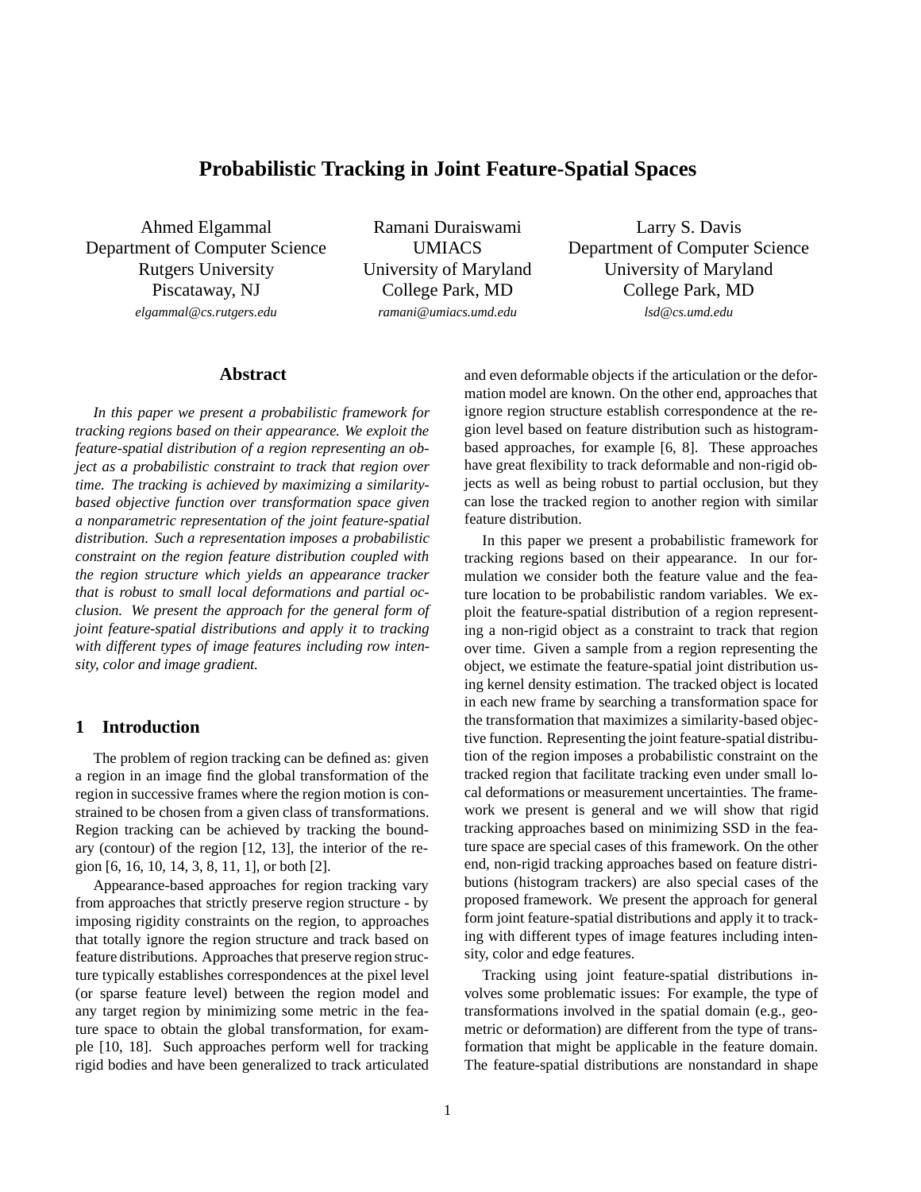# Probabilistic Tracking in Joint Feature-Spatial Spaces

Ahmed Elgammal
Department of Computer Science
Rutgers University
Piscataway, NJ
*elgammal@cs.rutgers.edu*

Ramani Duraiswami
UMIACS
University of Maryland
College Park, MD
*ramani@umiacs.umd.edu*

Larry S. Davis
Department of Computer Science
University of Maryland
College Park, MD
*lsd@cs.umd.edu*

## Abstract

*In this paper we present a probabilistic framework for tracking regions based on their appearance. We exploit the feature-spatial distribution of a region representing an object as a probabilistic constraint to track that region over time. The tracking is achieved by maximizing a similarity-based objective function over transformation space given a nonparametric representation of the joint feature-spatial distribution. Such a representation imposes a probabilistic constraint on the region feature distribution coupled with the region structure which yields an appearance tracker that is robust to small local deformations and partial occlusion. We present the approach for the general form of joint feature-spatial distributions and apply it to tracking with different types of image features including row intensity, color and image gradient.*

## 1 Introduction

The problem of region tracking can be defined as: given a region in an image find the global transformation of the region in successive frames where the region motion is constrained to be chosen from a given class of transformations. Region tracking can be achieved by tracking the boundary (contour) of the region [12, 13], the interior of the region [6, 16, 10, 14, 3, 8, 11, 1], or both [2].

Appearance-based approaches for region tracking vary from approaches that strictly preserve region structure - by imposing rigidity constraints on the region, to approaches that totally ignore the region structure and track based on feature distributions. Approaches that preserve region structure typically establishes correspondences at the pixel level (or sparse feature level) between the region model and any target region by minimizing some metric in the feature space to obtain the global transformation, for example [10, 18]. Such approaches perform well for tracking rigid bodies and have been generalized to track articulated and even deformable objects if the articulation or the deformation model are known. On the other end, approaches that ignore region structure establish correspondence at the region level based on feature distribution such as histogram-based approaches, for example [6, 8]. These approaches have great flexibility to track deformable and non-rigid objects as well as being robust to partial occlusion, but they can lose the tracked region to another region with similar feature distribution.

In this paper we present a probabilistic framework for tracking regions based on their appearance. In our formulation we consider both the feature value and the feature location to be probabilistic random variables. We exploit the feature-spatial distribution of a region representing a non-rigid object as a constraint to track that region over time. Given a sample from a region representing the object, we estimate the feature-spatial joint distribution using kernel density estimation. The tracked object is located in each new frame by searching a transformation space for the transformation that maximizes a similarity-based objective function. Representing the joint feature-spatial distribution of the region imposes a probabilistic constraint on the tracked region that facilitate tracking even under small local deformations or measurement uncertainties. The framework we present is general and we will show that rigid tracking approaches based on minimizing SSD in the feature space are special cases of this framework. On the other end, non-rigid tracking approaches based on feature distributions (histogram trackers) are also special cases of the proposed framework. We present the approach for general form joint feature-spatial distributions and apply it to tracking with different types of image features including intensity, color and edge features.

Tracking using joint feature-spatial distributions involves some problematic issues: For example, the type of transformations involved in the spatial domain (e.g., geometric or deformation) are different from the type of transformation that might be applicable in the feature domain. The feature-spatial distributions are nonstandard in shape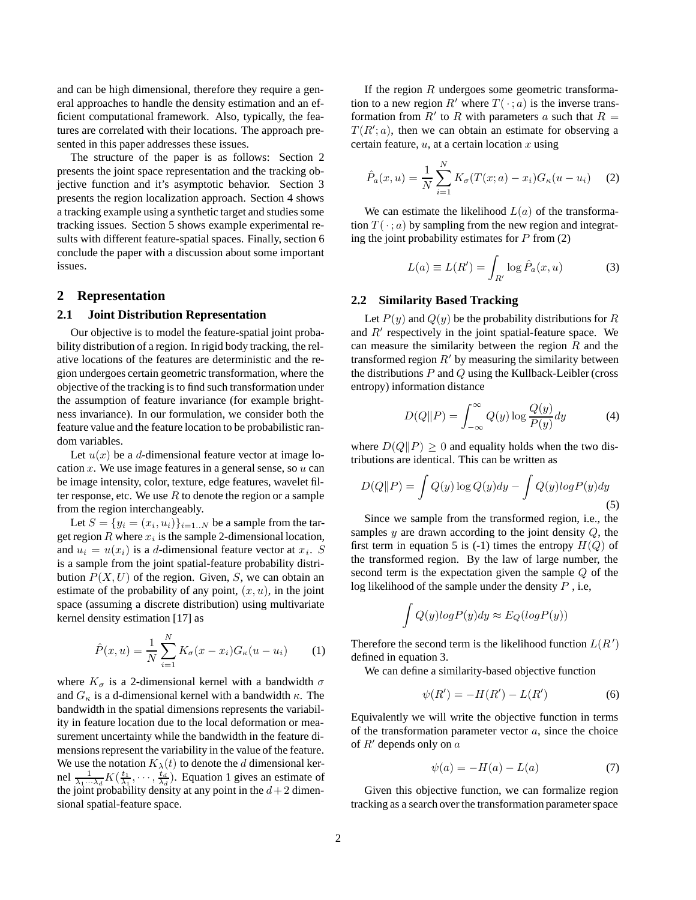and can be high dimensional, therefore they require a general approaches to handle the density estimation and an efficient computational framework. Also, typically, the features are correlated with their locations. The approach presented in this paper addresses these issues.

The structure of the paper is as follows: Section 2 presents the joint space representation and the tracking objective function and it's asymptotic behavior. Section 3 presents the region localization approach. Section 4 shows a tracking example using a synthetic target and studies some tracking issues. Section 5 shows example experimental results with different feature-spatial spaces. Finally, section 6 conclude the paper with a discussion about some important issues.

## 2 Representation

### 2.1 Joint Distribution Representation

Our objective is to model the feature-spatial joint probability distribution of a region. In rigid body tracking, the relative locations of the features are deterministic and the region undergoes certain geometric transformation, where the objective of the tracking is to find such transformation under the assumption of feature invariance (for example brightness invariance). In our formulation, we consider both the feature value and the feature location to be probabilistic random variables.

Let $u(x)$ be a $d$-dimensional feature vector at image location $x$. We use image features in a general sense, so $u$ can be image intensity, color, texture, edge features, wavelet filter response, etc. We use $R$ to denote the region or a sample from the region interchangeably.

Let $S = \{y_i = (x_i, u_i)\}_{i=1..N}$ be a sample from the target region $R$ where $x_i$ is the sample 2-dimensional location, and $u_i = u(x_i)$ is a $d$-dimensional feature vector at $x_i$. $S$ is a sample from the joint spatial-feature probability distribution $P(X, U)$ of the region. Given, $S$, we can obtain an estimate of the probability of any point, $(x, u)$, in the joint space (assuming a discrete distribution) using multivariate kernel density estimation [17] as

$$\hat{P}(x, u) = \frac{1}{N} \sum_{i=1}^{N} K_\sigma(x - x_i) G_\kappa(u - u_i) \tag{1}$$

where $K_\sigma$ is a 2-dimensional kernel with a bandwidth $\sigma$ and $G_\kappa$ is a d-dimensional kernel with a bandwidth $\kappa$. The bandwidth in the spatial dimensions represents the variability in feature location due to the local deformation or measurement uncertainty while the bandwidth in the feature dimensions represent the variability in the value of the feature. We use the notation $K_\lambda(t)$ to denote the $d$ dimensional kernel $\frac{1}{\lambda_1 \cdots \lambda_d} K(\frac{t_1}{\lambda_1}, \cdots, \frac{t_d}{\lambda_d})$. Equation 1 gives an estimate of the joint probability density at any point in the $d+2$ dimensional spatial-feature space.

If the region $R$ undergoes some geometric transformation to a new region $R'$ where $T(\cdot\,; a)$ is the inverse transformation from $R'$ to $R$ with parameters $a$ such that $R = T(R'; a)$, then we can obtain an estimate for observing a certain feature, $u$, at a certain location $x$ using

$$\hat{P}_a(x, u) = \frac{1}{N} \sum_{i=1}^{N} K_\sigma(T(x; a) - x_i) G_\kappa(u - u_i) \tag{2}$$

We can estimate the likelihood $L(a)$ of the transformation $T(\cdot\,; a)$ by sampling from the new region and integrating the joint probability estimates for $P$ from (2)

$$L(a) \equiv L(R') = \int_{R'} \log \hat{P}_a(x, u) \tag{3}$$

### 2.2 Similarity Based Tracking

Let $P(y)$ and $Q(y)$ be the probability distributions for $R$ and $R'$ respectively in the joint spatial-feature space. We can measure the similarity between the region $R$ and the transformed region $R'$ by measuring the similarity between the distributions $P$ and $Q$ using the Kullback-Leibler (cross entropy) information distance

$$D(Q\|P) = \int_{-\infty}^{\infty} Q(y) \log \frac{Q(y)}{P(y)} dy \tag{4}$$

where $D(Q\|P) \geq 0$ and equality holds when the two distributions are identical. This can be written as

$$D(Q\|P) = \int Q(y) \log Q(y) dy - \int Q(y) log P(y) dy \tag{5}$$

Since we sample from the transformed region, i.e., the samples $y$ are drawn according to the joint density $Q$, the first term in equation 5 is (-1) times the entropy $H(Q)$ of the transformed region. By the law of large number, the second term is the expectation given the sample $Q$ of the log likelihood of the sample under the density $P$ , i.e,

$$\int Q(y) log P(y) dy \approx E_Q(log P(y))$$

Therefore the second term is the likelihood function $L(R')$ defined in equation 3.

We can define a similarity-based objective function

$$\psi(R') = -H(R') - L(R') \tag{6}$$

Equivalently we will write the objective function in terms of the transformation parameter vector $a$, since the choice of $R'$ depends only on $a$

$$\psi(a) = -H(a) - L(a) \tag{7}$$

Given this objective function, we can formalize region tracking as a search over the transformation parameter space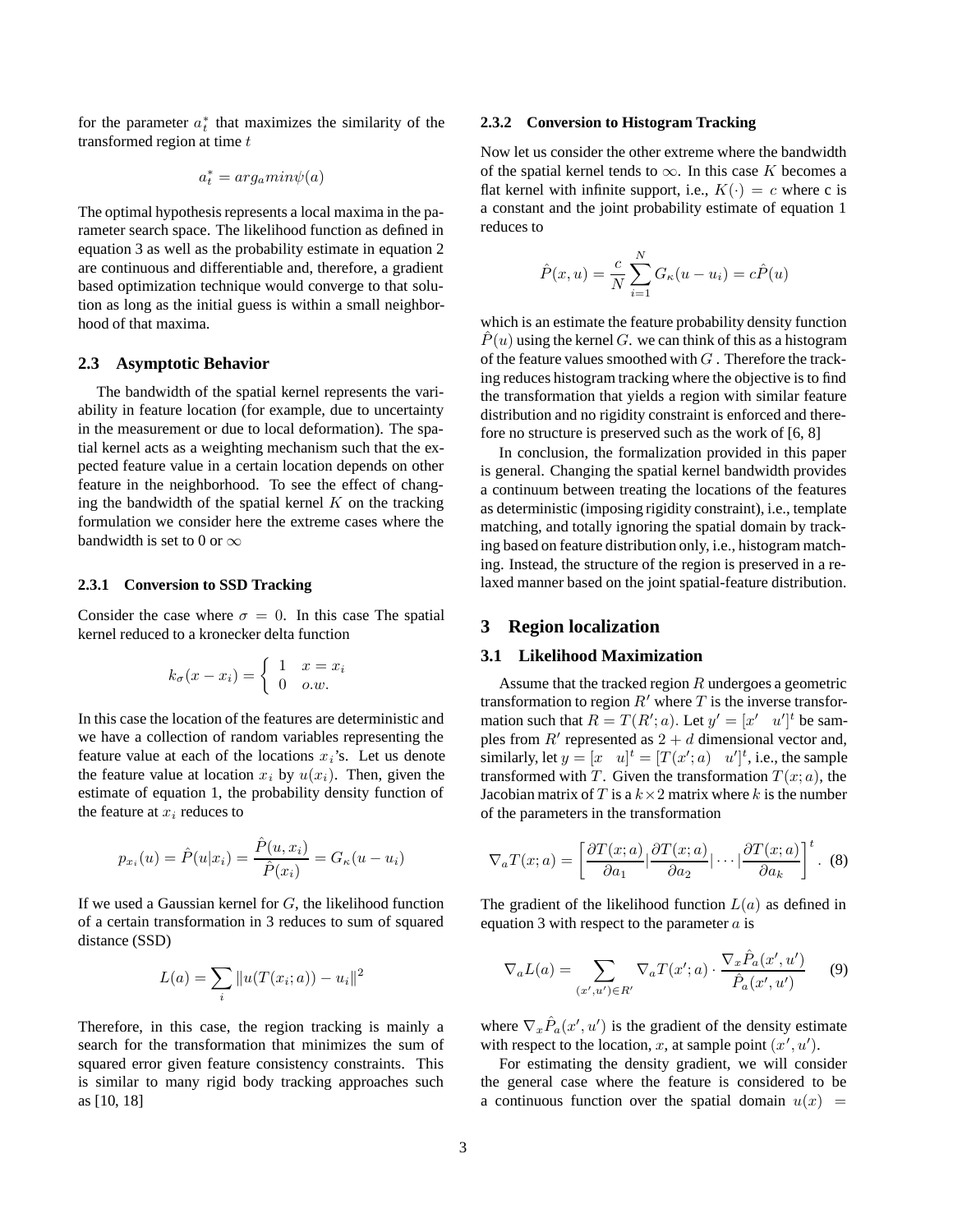for the parameter $a_t^*$ that maximizes the similarity of the transformed region at time $t$

$$a_t^* = arg_a min \psi(a)$$

The optimal hypothesis represents a local maxima in the parameter search space. The likelihood function as defined in equation 3 as well as the probability estimate in equation 2 are continuous and differentiable and, therefore, a gradient based optimization technique would converge to that solution as long as the initial guess is within a small neighborhood of that maxima.

### 2.3 Asymptotic Behavior

The bandwidth of the spatial kernel represents the variability in feature location (for example, due to uncertainty in the measurement or due to local deformation). The spatial kernel acts as a weighting mechanism such that the expected feature value in a certain location depends on other feature in the neighborhood. To see the effect of changing the bandwidth of the spatial kernel $K$ on the tracking formulation we consider here the extreme cases where the bandwidth is set to 0 or $\infty$

#### 2.3.1 Conversion to SSD Tracking

Consider the case where $\sigma = 0$. In this case The spatial kernel reduced to a kronecker delta function

$$k_\sigma(x - x_i) = \left\{ \begin{array}{ll} 1 & x = x_i \\ 0 & o.w. \end{array} \right.$$

In this case the location of the features are deterministic and we have a collection of random variables representing the feature value at each of the locations $x_i$'s. Let us denote the feature value at location $x_i$ by $u(x_i)$. Then, given the estimate of equation 1, the probability density function of the feature at $x_i$ reduces to

$$p_{x_i}(u) = \hat{P}(u|x_i) = \frac{\hat{P}(u, x_i)}{\hat{P}(x_i)} = G_\kappa(u - u_i)$$

If we used a Gaussian kernel for $G$, the likelihood function of a certain transformation in 3 reduces to sum of squared distance (SSD)

$$L(a) = \sum_i \|u(T(x_i; a)) - u_i\|^2$$

Therefore, in this case, the region tracking is mainly a search for the transformation that minimizes the sum of squared error given feature consistency constraints. This is similar to many rigid body tracking approaches such as [10, 18]

#### 2.3.2 Conversion to Histogram Tracking

Now let us consider the other extreme where the bandwidth of the spatial kernel tends to $\infty$. In this case $K$ becomes a flat kernel with infinite support, i.e., $K(\cdot) = c$ where c is a constant and the joint probability estimate of equation 1 reduces to

$$\hat{P}(x, u) = \frac{c}{N} \sum_{i=1}^{N} G_\kappa(u - u_i) = c\hat{P}(u)$$

which is an estimate the feature probability density function $\hat{P}(u)$ using the kernel $G$. we can think of this as a histogram of the feature values smoothed with $G$ . Therefore the tracking reduces histogram tracking where the objective is to find the transformation that yields a region with similar feature distribution and no rigidity constraint is enforced and therefore no structure is preserved such as the work of [6, 8]

In conclusion, the formalization provided in this paper is general. Changing the spatial kernel bandwidth provides a continuum between treating the locations of the features as deterministic (imposing rigidity constraint), i.e., template matching, and totally ignoring the spatial domain by tracking based on feature distribution only, i.e., histogram matching. Instead, the structure of the region is preserved in a relaxed manner based on the joint spatial-feature distribution.

## 3 Region localization

### 3.1 Likelihood Maximization

Assume that the tracked region $R$ undergoes a geometric transformation to region $R'$ where $T$ is the inverse transformation such that $R = T(R'; a)$. Let $y' = [x' \quad u']^t$ be samples from $R'$ represented as $2 + d$ dimensional vector and, similarly, let $y = [x \quad u]^t = [T(x'; a) \quad u']^t$, i.e., the sample transformed with $T$. Given the transformation $T(x; a)$, the Jacobian matrix of $T$ is a $k \times 2$ matrix where $k$ is the number of the parameters in the transformation

$$\nabla_a T(x; a) = \left[ \frac{\partial T(x; a)}{\partial a_1} | \frac{\partial T(x; a)}{\partial a_2} | \cdots | \frac{\partial T(x; a)}{\partial a_k} \right]^t. \quad (8)$$

The gradient of the likelihood function $L(a)$ as defined in equation 3 with respect to the parameter $a$ is

$$\nabla_a L(a) = \sum_{(x',u') \in R'} \nabla_a T(x'; a) \cdot \frac{\nabla_x \hat{P}_a(x', u')}{\hat{P}_a(x', u')} \quad (9)$$

where $\nabla_x \hat{P}_a(x', u')$ is the gradient of the density estimate with respect to the location, $x$, at sample point $(x', u')$.

For estimating the density gradient, we will consider the general case where the feature is considered to be a continuous function over the spatial domain $u(x) =$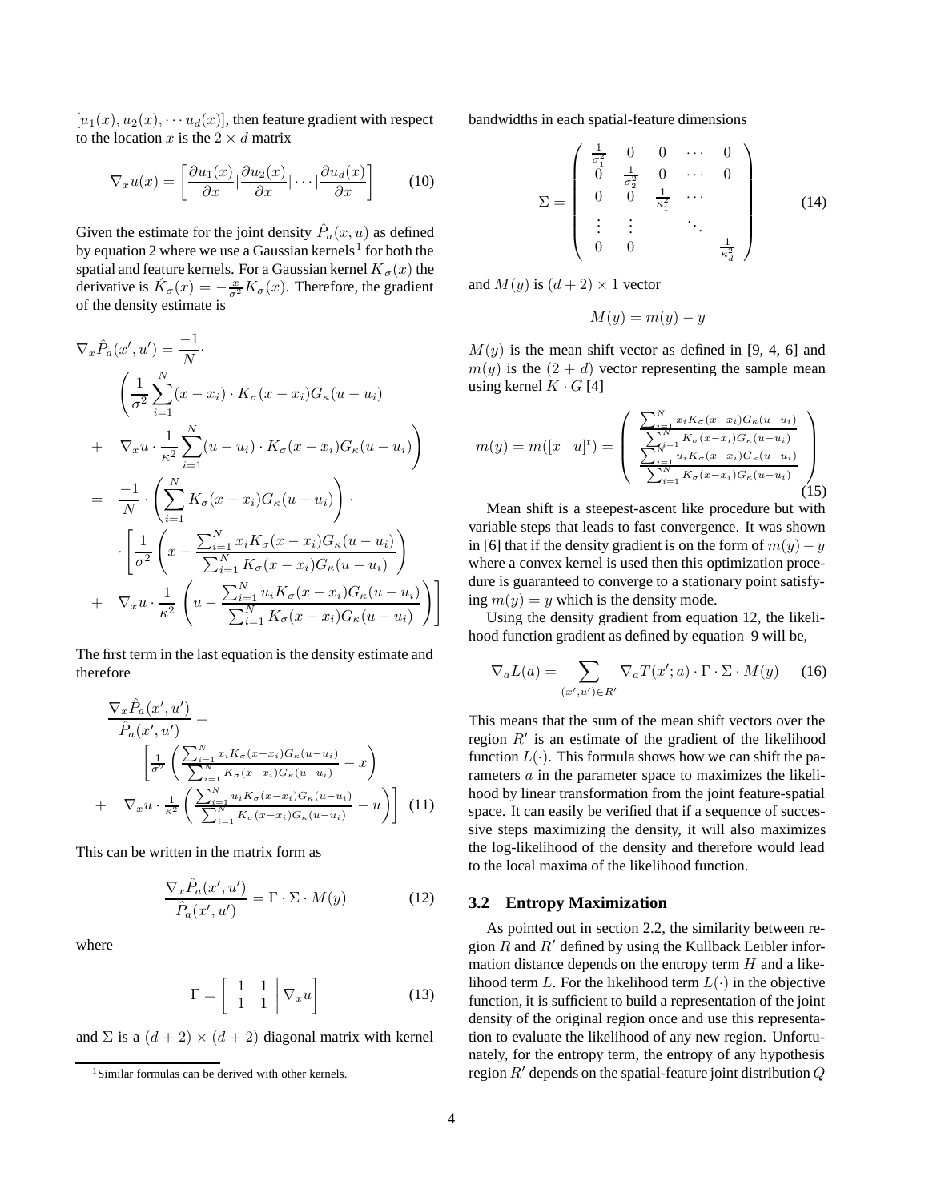$[u_1(x), u_2(x), \cdots u_d(x)]$, then feature gradient with respect to the location $x$ is the $2 \times d$ matrix

$$\nabla_x u(x) = \left[ \frac{\partial u_1(x)}{\partial x} | \frac{\partial u_2(x)}{\partial x} | \cdots | \frac{\partial u_d(x)}{\partial x} \right] \tag{10}$$

Given the estimate for the joint density $\hat{P}_a(x, u)$ as defined by equation 2 where we use a Gaussian kernels[1] for both the spatial and feature kernels. For a Gaussian kernel $K_\sigma(x)$ the derivative is $\acute{K}_\sigma(x) = -\frac{x}{\sigma^2} K_\sigma(x)$. Therefore, the gradient of the density estimate is

$$\begin{aligned}
\nabla_x \hat{P}_a(x', u') &= \frac{-1}{N} \cdot \\
&\left( \frac{1}{\sigma^2} \sum_{i=1}^{N} (x - x_i) \cdot K_\sigma(x - x_i) G_\kappa(u - u_i) \right. \\
&+ \left. \nabla_x u \cdot \frac{1}{\kappa^2} \sum_{i=1}^{N} (u - u_i) \cdot K_\sigma(x - x_i) G_\kappa(u - u_i) \right) \\
&= \frac{-1}{N} \cdot \left( \sum_{i=1}^{N} K_\sigma(x - x_i) G_\kappa(u - u_i) \right) \cdot \\
&\cdot \left[ \frac{1}{\sigma^2} \left( x - \frac{\sum_{i=1}^{N} x_i K_\sigma(x - x_i) G_\kappa(u - u_i)}{\sum_{i=1}^{N} K_\sigma(x - x_i) G_\kappa(u - u_i)} \right) \right. \\
&+ \left. \nabla_x u \cdot \frac{1}{\kappa^2} \left( u - \frac{\sum_{i=1}^{N} u_i K_\sigma(x - x_i) G_\kappa(u - u_i)}{\sum_{i=1}^{N} K_\sigma(x - x_i) G_\kappa(u - u_i)} \right) \right]
\end{aligned}$$

The first term in the last equation is the density estimate and therefore

$$\begin{aligned}
\frac{\nabla_x \hat{P}_a(x', u')}{\hat{P}_a(x', u')} &= \\
&\left[ \frac{1}{\sigma^2} \left( \frac{\sum_{i=1}^{N} x_i K_\sigma(x - x_i) G_\kappa(u - u_i)}{\sum_{i=1}^{N} K_\sigma(x - x_i) G_\kappa(u - u_i)} - x \right) \right. \\
&+ \left. \nabla_x u \cdot \frac{1}{\kappa^2} \left( \frac{\sum_{i=1}^{N} u_i K_\sigma(x - x_i) G_\kappa(u - u_i)}{\sum_{i=1}^{N} K_\sigma(x - x_i) G_\kappa(u - u_i)} - u \right) \right]
\end{aligned} \tag{11}$$

This can be written in the matrix form as

$$\frac{\nabla_x \hat{P}_a(x', u')}{\hat{P}_a(x', u')} = \Gamma \cdot \Sigma \cdot M(y) \tag{12}$$

where

$$\Gamma = \left[ \begin{array}{cc|c} 1 & 1 & \nabla_x u \\ 1 & 1 & \end{array} \right] \tag{13}$$

and $\Sigma$ is a $(d + 2) \times (d + 2)$ diagonal matrix with kernel bandwidths in each spatial-feature dimensions

$$\Sigma = \begin{pmatrix} \frac{1}{\sigma_1^2} & 0 & 0 & \cdots & 0 \\ 0 & \frac{1}{\sigma_2^2} & 0 & \cdots & 0 \\ 0 & 0 & \frac{1}{\kappa_1^2} & \cdots & \\ \vdots & \vdots & & \ddots & \\ 0 & 0 & & & \frac{1}{\kappa_d^2} \end{pmatrix} \tag{14}$$

and $M(y)$ is $(d + 2) \times 1$ vector

$$M(y) = m(y) - y$$

$M(y)$ is the mean shift vector as defined in [9, 4, 6] and $m(y)$ is the $(2 + d)$ vector representing the sample mean using kernel $K \cdot G$ [4]

$$m(y) = m([x \quad u]^t) = \begin{pmatrix} \frac{\sum_{i=1}^{N} x_i K_\sigma(x - x_i) G_\kappa(u - u_i)}{\sum_{i=1}^{N} K_\sigma(x - x_i) G_\kappa(u - u_i)} \\ \frac{\sum_{i=1}^{N} u_i K_\sigma(x - x_i) G_\kappa(u - u_i)}{\sum_{i=1}^{N} K_\sigma(x - x_i) G_\kappa(u - u_i)} \end{pmatrix} \tag{15}$$

Mean shift is a steepest-ascent like procedure but with variable steps that leads to fast convergence. It was shown in [6] that if the density gradient is on the form of $m(y) - y$ where a convex kernel is used then this optimization procedure is guaranteed to converge to a stationary point satisfying $m(y) = y$ which is the density mode.

Using the density gradient from equation 12, the likelihood function gradient as defined by equation 9 will be,

$$\nabla_a L(a) = \sum_{(x', u') \in R'} \nabla_a T(x'; a) \cdot \Gamma \cdot \Sigma \cdot M(y) \tag{16}$$

This means that the sum of the mean shift vectors over the region $R'$ is an estimate of the gradient of the likelihood function $L(\cdot)$. This formula shows how we can shift the parameters $a$ in the parameter space to maximizes the likelihood by linear transformation from the joint feature-spatial space. It can easily be verified that if a sequence of successive steps maximizing the density, it will also maximizes the log-likelihood of the density and therefore would lead to the local maxima of the likelihood function.

### 3.2 Entropy Maximization

As pointed out in section 2.2, the similarity between region $R$ and $R'$ defined by using the Kullback Leibler information distance depends on the entropy term $H$ and a likelihood term $L$. For the likelihood term $L(\cdot)$ in the objective function, it is sufficient to build a representation of the joint density of the original region once and use this representation to evaluate the likelihood of any new region. Unfortunately, for the entropy term, the entropy of any hypothesis region $R'$ depends on the spatial-feature joint distribution $Q$

[1] Similar formulas can be derived with other kernels.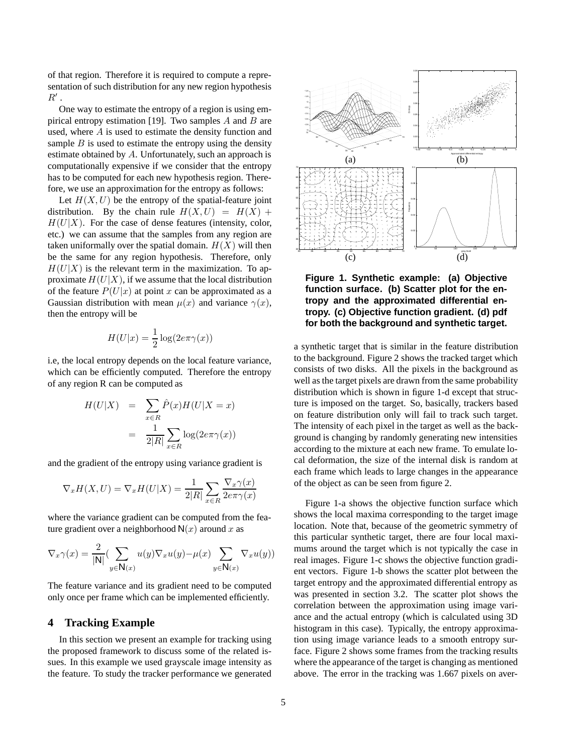of that region. Therefore it is required to compute a representation of such distribution for any new region hypothesis $R'$.

One way to estimate the entropy of a region is using empirical entropy estimation [19]. Two samples $A$ and $B$ are used, where $A$ is used to estimate the density function and sample $B$ is used to estimate the entropy using the density estimate obtained by $A$. Unfortunately, such an approach is computationally expensive if we consider that the entropy has to be computed for each new hypothesis region. Therefore, we use an approximation for the entropy as follows:

Let $H(X, U)$ be the entropy of the spatial-feature joint distribution. By the chain rule $H(X, U) = H(X) + H(U|X)$. For the case of dense features (intensity, color, etc.) we can assume that the samples from any region are taken uniformally over the spatial domain. $H(X)$ will then be the same for any region hypothesis. Therefore, only $H(U|X)$ is the relevant term in the maximization. To approximate $H(U|X)$, if we assume that the local distribution of the feature $P(U|x)$ at point $x$ can be approximated as a Gaussian distribution with mean $\mu(x)$ and variance $\gamma(x)$, then the entropy will be

$$H(U|x) = \frac{1}{2}\log(2e\pi\gamma(x))$$

i.e, the local entropy depends on the local feature variance, which can be efficiently computed. Therefore the entropy of any region R can be computed as

$$\begin{aligned} H(U|X) &= \sum_{x \in R} \hat{P}(x) H(U|X = x) \\ &= \frac{1}{2|R|} \sum_{x \in R} \log(2e\pi\gamma(x)) \end{aligned}$$

and the gradient of the entropy using variance gradient is

$$\nabla_x H(X, U) = \nabla_x H(U|X) = \frac{1}{2|R|} \sum_{x \in R} \frac{\nabla_x \gamma(x)}{2e\pi\gamma(x)}$$

where the variance gradient can be computed from the feature gradient over a neighborhood $\mathsf{N}(x)$ around $x$ as

$$\nabla_x \gamma(x) = \frac{2}{|\mathsf{N}|} \Big( \sum_{y \in \mathsf{N}(x)} u(y) \nabla_x u(y) - \mu(x) \sum_{y \in \mathsf{N}(x)} \nabla_x u(y) \Big)$$

The feature variance and its gradient need to be computed only once per frame which can be implemented efficiently.

## 4 Tracking Example

In this section we present an example for tracking using the proposed framework to discuss some of the related issues. In this example we used grayscale image intensity as the feature. To study the tracker performance we generated a synthetic target that is similar in the feature distribution to the background. Figure 2 shows the tracked target which consists of two disks. All the pixels in the background as well as the target pixels are drawn from the same probability distribution which is shown in figure 1-d except that structure is imposed on the target. So, basically, trackers based on feature distribution only will fail to track such target. The intensity of each pixel in the target as well as the background is changing by randomly generating new intensities according to the mixture at each new frame. To emulate local deformation, the size of the internal disk is random at each frame which leads to large changes in the appearance of the object as can be seen from figure 2.

**Figure 1. Synthetic example: (a) Objective function surface. (b) Scatter plot for the entropy and the approximated differential entropy. (c) Objective function gradient. (d) pdf for both the background and synthetic target.**

Figure 1-a shows the objective function surface which shows the local maxima corresponding to the target image location. Note that, because of the geometric symmetry of this particular synthetic target, there are four local maximums around the target which is not typically the case in real images. Figure 1-c shows the objective function gradient vectors. Figure 1-b shows the scatter plot between the target entropy and the approximated differential entropy as was presented in section 3.2. The scatter plot shows the correlation between the approximation using image variance and the actual entropy (which is calculated using 3D histogram in this case). Typically, the entropy approximation using image variance leads to a smooth entropy surface. Figure 2 shows some frames from the tracking results where the appearance of the target is changing as mentioned above. The error in the tracking was 1.667 pixels on aver-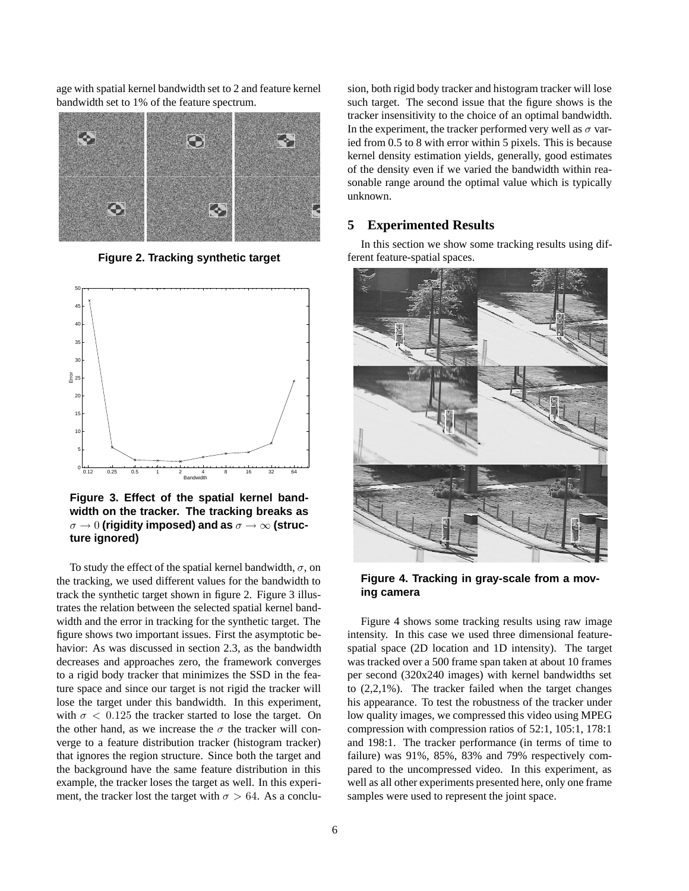age with spatial kernel bandwidth set to 2 and feature kernel bandwidth set to 1% of the feature spectrum.

**Figure 2. Tracking synthetic target**

**Figure 3. Effect of the spatial kernel bandwidth on the tracker. The tracking breaks as $\sigma \to 0$ (rigidity imposed) and as $\sigma \to \infty$ (structure ignored)**

To study the effect of the spatial kernel bandwidth, $\sigma$, on the tracking, we used different values for the bandwidth to track the synthetic target shown in figure 2. Figure 3 illustrates the relation between the selected spatial kernel bandwidth and the error in tracking for the synthetic target. The figure shows two important issues. First the asymptotic behavior: As was discussed in section 2.3, as the bandwidth decreases and approaches zero, the framework converges to a rigid body tracker that minimizes the SSD in the feature space and since our target is not rigid the tracker will lose the target under this bandwidth. In this experiment, with $\sigma < 0.125$ the tracker started to lose the target. On the other hand, as we increase the $\sigma$ the tracker will converge to a feature distribution tracker (histogram tracker) that ignores the region structure. Since both the target and the background have the same feature distribution in this example, the tracker loses the target as well. In this experiment, the tracker lost the target with $\sigma > 64$. As a conclusion, both rigid body tracker and histogram tracker will lose such target. The second issue that the figure shows is the tracker insensitivity to the choice of an optimal bandwidth. In the experiment, the tracker performed very well as $\sigma$ varied from 0.5 to 8 with error within 5 pixels. This is because kernel density estimation yields, generally, good estimates of the density even if we varied the bandwidth within reasonable range around the optimal value which is typically unknown.

## 5 Experimented Results

In this section we show some tracking results using different feature-spatial spaces.

**Figure 4. Tracking in gray-scale from a moving camera**

Figure 4 shows some tracking results using raw image intensity. In this case we used three dimensional feature-spatial space (2D location and 1D intensity). The target was tracked over a 500 frame span taken at about 10 frames per second (320x240 images) with kernel bandwidths set to (2,2,1%). The tracker failed when the target changes his appearance. To test the robustness of the tracker under low quality images, we compressed this video using MPEG compression with compression ratios of 52:1, 105:1, 178:1 and 198:1. The tracker performance (in terms of time to failure) was 91%, 85%, 83% and 79% respectively compared to the uncompressed video. In this experiment, as well as all other experiments presented here, only one frame samples were used to represent the joint space.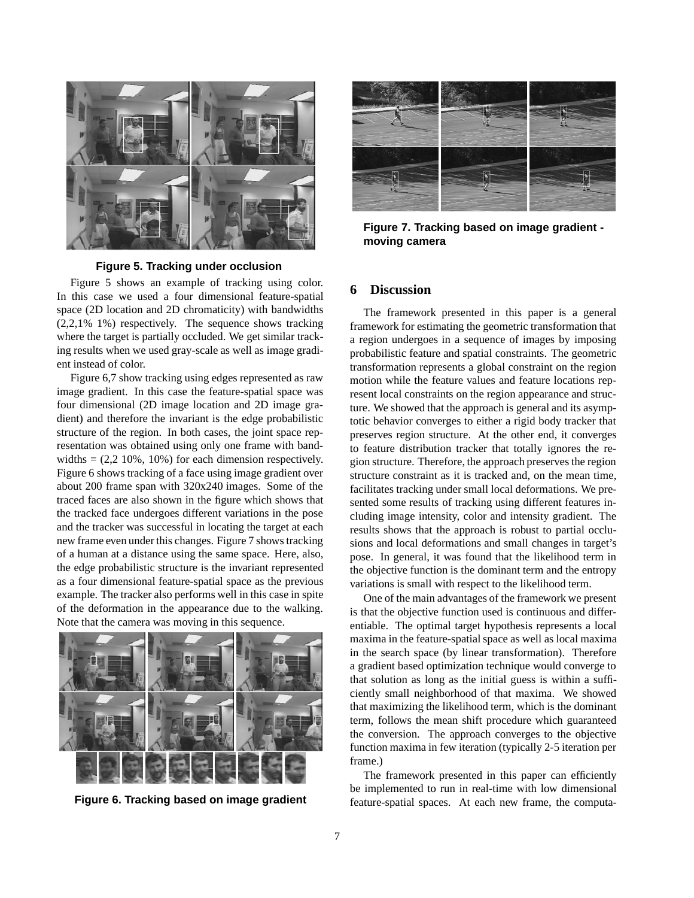Figure 5. Tracking under occlusion

Figure 5 shows an example of tracking using color. In this case we used a four dimensional feature-spatial space (2D location and 2D chromaticity) with bandwidths (2,2,1% 1%) respectively. The sequence shows tracking where the target is partially occluded. We get similar tracking results when we used gray-scale as well as image gradient instead of color.

Figure 6,7 show tracking using edges represented as raw image gradient. In this case the feature-spatial space was four dimensional (2D image location and 2D image gradient) and therefore the invariant is the edge probabilistic structure of the region. In both cases, the joint space representation was obtained using only one frame with bandwidths = (2,2 10%, 10%) for each dimension respectively. Figure 6 shows tracking of a face using image gradient over about 200 frame span with 320x240 images. Some of the traced faces are also shown in the figure which shows that the tracked face undergoes different variations in the pose and the tracker was successful in locating the target at each new frame even under this changes. Figure 7 shows tracking of a human at a distance using the same space. Here, also, the edge probabilistic structure is the invariant represented as a four dimensional feature-spatial space as the previous example. The tracker also performs well in this case in spite of the deformation in the appearance due to the walking. Note that the camera was moving in this sequence.

Figure 6. Tracking based on image gradient

Figure 7. Tracking based on image gradient - moving camera

## 6 Discussion

The framework presented in this paper is a general framework for estimating the geometric transformation that a region undergoes in a sequence of images by imposing probabilistic feature and spatial constraints. The geometric transformation represents a global constraint on the region motion while the feature values and feature locations represent local constraints on the region appearance and structure. We showed that the approach is general and its asymptotic behavior converges to either a rigid body tracker that preserves region structure. At the other end, it converges to feature distribution tracker that totally ignores the region structure. Therefore, the approach preserves the region structure constraint as it is tracked and, on the mean time, facilitates tracking under small local deformations. We presented some results of tracking using different features including image intensity, color and intensity gradient. The results shows that the approach is robust to partial occlusions and local deformations and small changes in target's pose. In general, it was found that the likelihood term in the objective function is the dominant term and the entropy variations is small with respect to the likelihood term.

One of the main advantages of the framework we present is that the objective function used is continuous and differentiable. The optimal target hypothesis represents a local maxima in the feature-spatial space as well as local maxima in the search space (by linear transformation). Therefore a gradient based optimization technique would converge to that solution as long as the initial guess is within a sufficiently small neighborhood of that maxima. We showed that maximizing the likelihood term, which is the dominant term, follows the mean shift procedure which guaranteed the conversion. The approach converges to the objective function maxima in few iteration (typically 2-5 iteration per frame.)

The framework presented in this paper can efficiently be implemented to run in real-time with low dimensional feature-spatial spaces. At each new frame, the computa-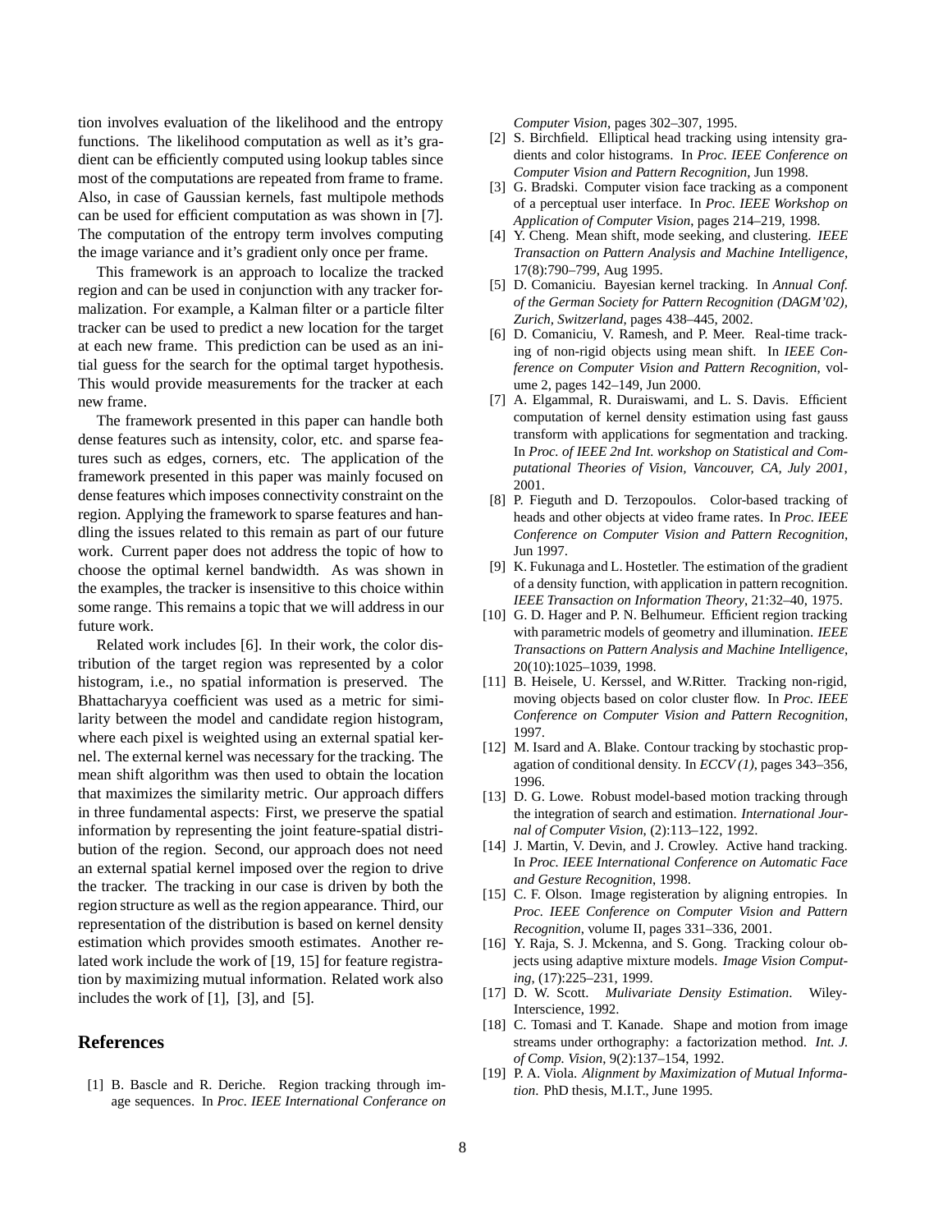tion involves evaluation of the likelihood and the entropy functions. The likelihood computation as well as it's gradient can be efficiently computed using lookup tables since most of the computations are repeated from frame to frame. Also, in case of Gaussian kernels, fast multipole methods can be used for efficient computation as was shown in [7]. The computation of the entropy term involves computing the image variance and it's gradient only once per frame.

This framework is an approach to localize the tracked region and can be used in conjunction with any tracker formalization. For example, a Kalman filter or a particle filter tracker can be used to predict a new location for the target at each new frame. This prediction can be used as an initial guess for the search for the optimal target hypothesis. This would provide measurements for the tracker at each new frame.

The framework presented in this paper can handle both dense features such as intensity, color, etc. and sparse features such as edges, corners, etc. The application of the framework presented in this paper was mainly focused on dense features which imposes connectivity constraint on the region. Applying the framework to sparse features and handling the issues related to this remain as part of our future work. Current paper does not address the topic of how to choose the optimal kernel bandwidth. As was shown in the examples, the tracker is insensitive to this choice within some range. This remains a topic that we will address in our future work.

Related work includes [6]. In their work, the color distribution of the target region was represented by a color histogram, i.e., no spatial information is preserved. The Bhattacharyya coefficient was used as a metric for similarity between the model and candidate region histogram, where each pixel is weighted using an external spatial kernel. The external kernel was necessary for the tracking. The mean shift algorithm was then used to obtain the location that maximizes the similarity metric. Our approach differs in three fundamental aspects: First, we preserve the spatial information by representing the joint feature-spatial distribution of the region. Second, our approach does not need an external spatial kernel imposed over the region to drive the tracker. The tracking in our case is driven by both the region structure as well as the region appearance. Third, our representation of the distribution is based on kernel density estimation which provides smooth estimates. Another related work include the work of [19, 15] for feature registration by maximizing mutual information. Related work also includes the work of [1], [3], and [5].

## References

[1] B. Bascle and R. Deriche. Region tracking through image sequences. In *Proc. IEEE International Conferance on Computer Vision*, pages 302–307, 1995.

[2] S. Birchfield. Elliptical head tracking using intensity gradients and color histograms. In *Proc. IEEE Conference on Computer Vision and Pattern Recognition*, Jun 1998.

[3] G. Bradski. Computer vision face tracking as a component of a perceptual user interface. In *Proc. IEEE Workshop on Application of Computer Vision*, pages 214–219, 1998.

[4] Y. Cheng. Mean shift, mode seeking, and clustering. *IEEE Transaction on Pattern Analysis and Machine Intelligence*, 17(8):790–799, Aug 1995.

[5] D. Comaniciu. Bayesian kernel tracking. In *Annual Conf. of the German Society for Pattern Recognition (DAGM'02), Zurich, Switzerland*, pages 438–445, 2002.

[6] D. Comaniciu, V. Ramesh, and P. Meer. Real-time tracking of non-rigid objects using mean shift. In *IEEE Conference on Computer Vision and Pattern Recognition*, volume 2, pages 142–149, Jun 2000.

[7] A. Elgammal, R. Duraiswami, and L. S. Davis. Efficient computation of kernel density estimation using fast gauss transform with applications for segmentation and tracking. In *Proc. of IEEE 2nd Int. workshop on Statistical and Computational Theories of Vision, Vancouver, CA, July 2001*, 2001.

[8] P. Fieguth and D. Terzopoulos. Color-based tracking of heads and other objects at video frame rates. In *Proc. IEEE Conference on Computer Vision and Pattern Recognition*, Jun 1997.

[9] K. Fukunaga and L. Hostetler. The estimation of the gradient of a density function, with application in pattern recognition. *IEEE Transaction on Information Theory*, 21:32–40, 1975.

[10] G. D. Hager and P. N. Belhumeur. Efficient region tracking with parametric models of geometry and illumination. *IEEE Transactions on Pattern Analysis and Machine Intelligence*, 20(10):1025–1039, 1998.

[11] B. Heisele, U. Kerssel, and W.Ritter. Tracking non-rigid, moving objects based on color cluster flow. In *Proc. IEEE Conference on Computer Vision and Pattern Recognition*, 1997.

[12] M. Isard and A. Blake. Contour tracking by stochastic propagation of conditional density. In *ECCV (1)*, pages 343–356, 1996.

[13] D. G. Lowe. Robust model-based motion tracking through the integration of search and estimation. *International Journal of Computer Vision*, (2):113–122, 1992.

[14] J. Martin, V. Devin, and J. Crowley. Active hand tracking. In *Proc. IEEE International Conference on Automatic Face and Gesture Recognition*, 1998.

[15] C. F. Olson. Image registeration by aligning entropies. In *Proc. IEEE Conference on Computer Vision and Pattern Recognition*, volume II, pages 331–336, 2001.

[16] Y. Raja, S. J. Mckenna, and S. Gong. Tracking colour objects using adaptive mixture models. *Image Vision Computing*, (17):225–231, 1999.

[17] D. W. Scott. *Mulivariate Density Estimation*. Wiley-Interscience, 1992.

[18] C. Tomasi and T. Kanade. Shape and motion from image streams under orthography: a factorization method. *Int. J. of Comp. Vision*, 9(2):137–154, 1992.

[19] P. A. Viola. *Alignment by Maximization of Mutual Information*. PhD thesis, M.I.T., June 1995.